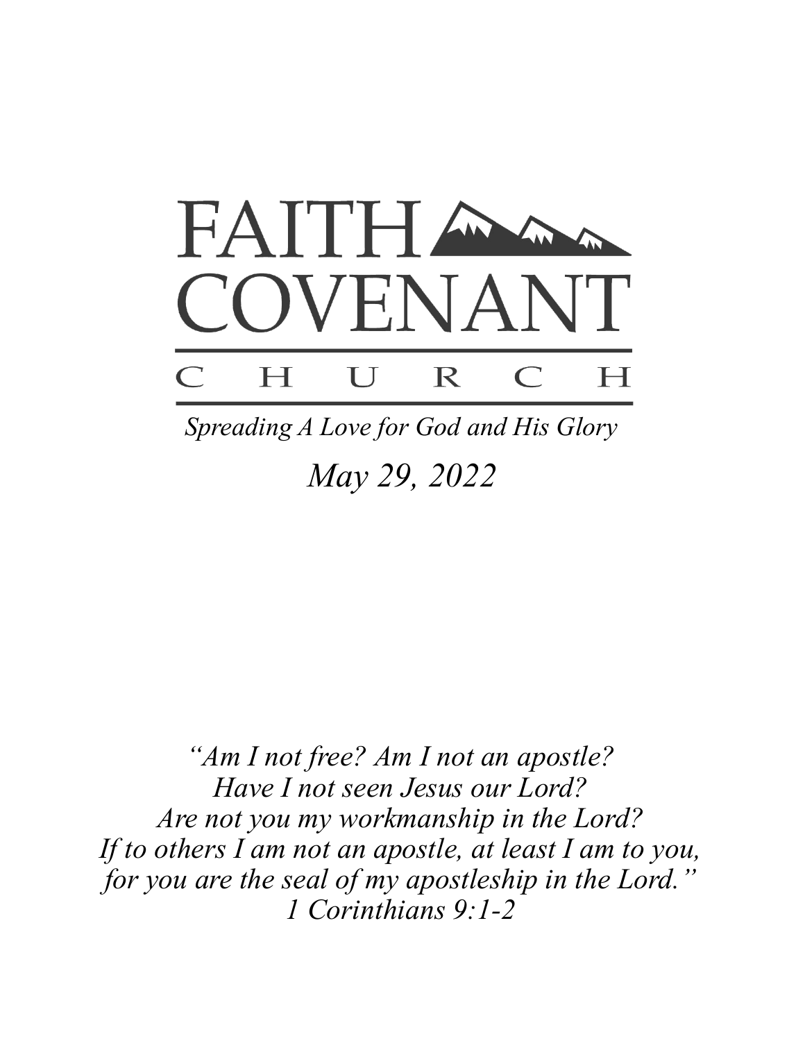# FAITH COVENANT CHURCH

*Spreading A Love for God and His Glory*

*May 29, 2022*

*"Am I not free? Am I not an apostle?*
*Have I not seen Jesus our Lord?*
*Are not you my workmanship in the Lord?*
*If to others I am not an apostle, at least I am to you,*
*for you are the seal of my apostleship in the Lord."*
*1 Corinthians 9:1-2*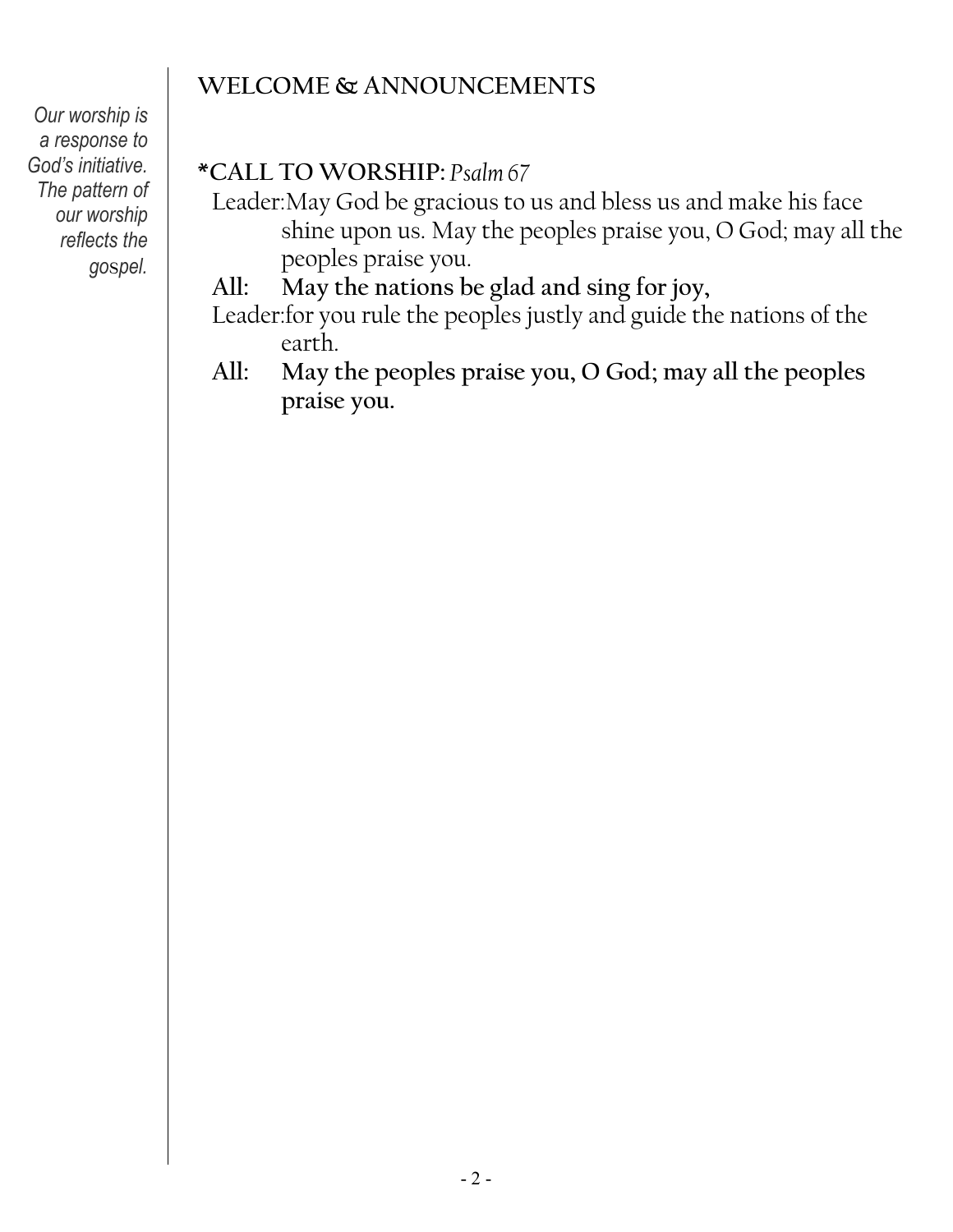*Our worship is a response to God's initiative. The pattern of our worship reflects the gospel.*

## WELCOME & ANNOUNCEMENTS

## *CALL TO WORSHIP: *Psalm 67*

Leader: May God be gracious to us and bless us and make his face shine upon us. May the peoples praise you, O God; may all the peoples praise you.

**All: May the nations be glad and sing for joy,**

Leader: for you rule the peoples justly and guide the nations of the earth.

**All: May the peoples praise you, O God; may all the peoples praise you.**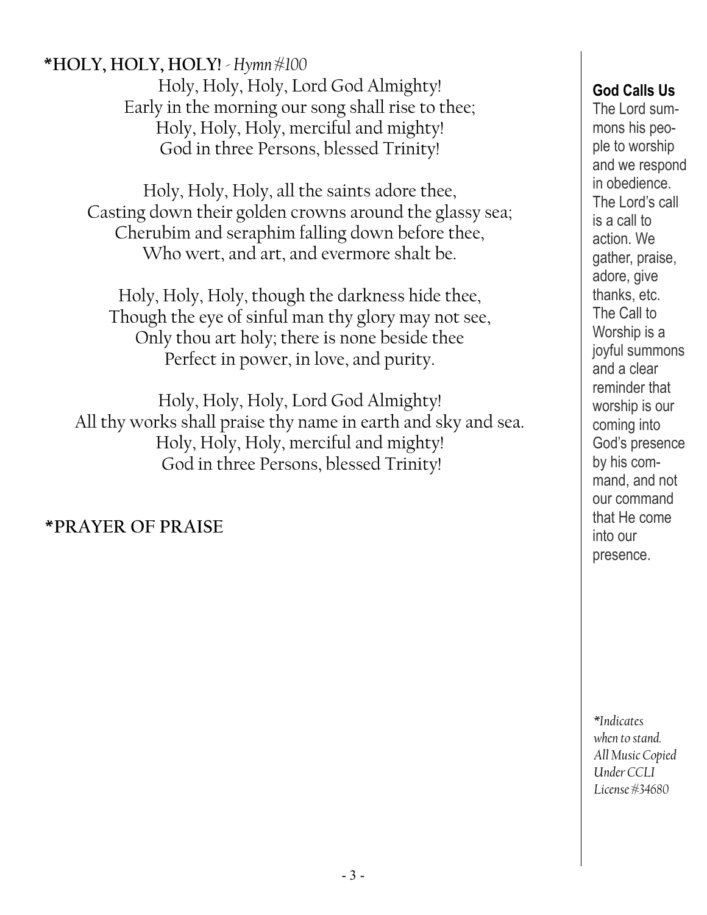**\*HOLY, HOLY, HOLY!** - *Hymn #100*

Holy, Holy, Holy, Lord God Almighty!
Early in the morning our song shall rise to thee;
Holy, Holy, Holy, merciful and mighty!
God in three Persons, blessed Trinity!

Holy, Holy, Holy, all the saints adore thee,
Casting down their golden crowns around the glassy sea;
Cherubim and seraphim falling down before thee,
Who wert, and art, and evermore shalt be.

Holy, Holy, Holy, though the darkness hide thee,
Though the eye of sinful man thy glory may not see,
Only thou art holy; there is none beside thee
Perfect in power, in love, and purity.

Holy, Holy, Holy, Lord God Almighty!
All thy works shall praise thy name in earth and sky and sea.
Holy, Holy, Holy, merciful and mighty!
God in three Persons, blessed Trinity!

**\*PRAYER OF PRAISE**

**God Calls Us**

The Lord summons his people to worship and we respond in obedience. The Lord's call is a call to action. We gather, praise, adore, give thanks, etc. The Call to Worship is a joyful summons and a clear reminder that worship is our coming into God's presence by his command, and not our command that He come into our presence.

*\*Indicates when to stand. All Music Copied Under CCLI License #34680*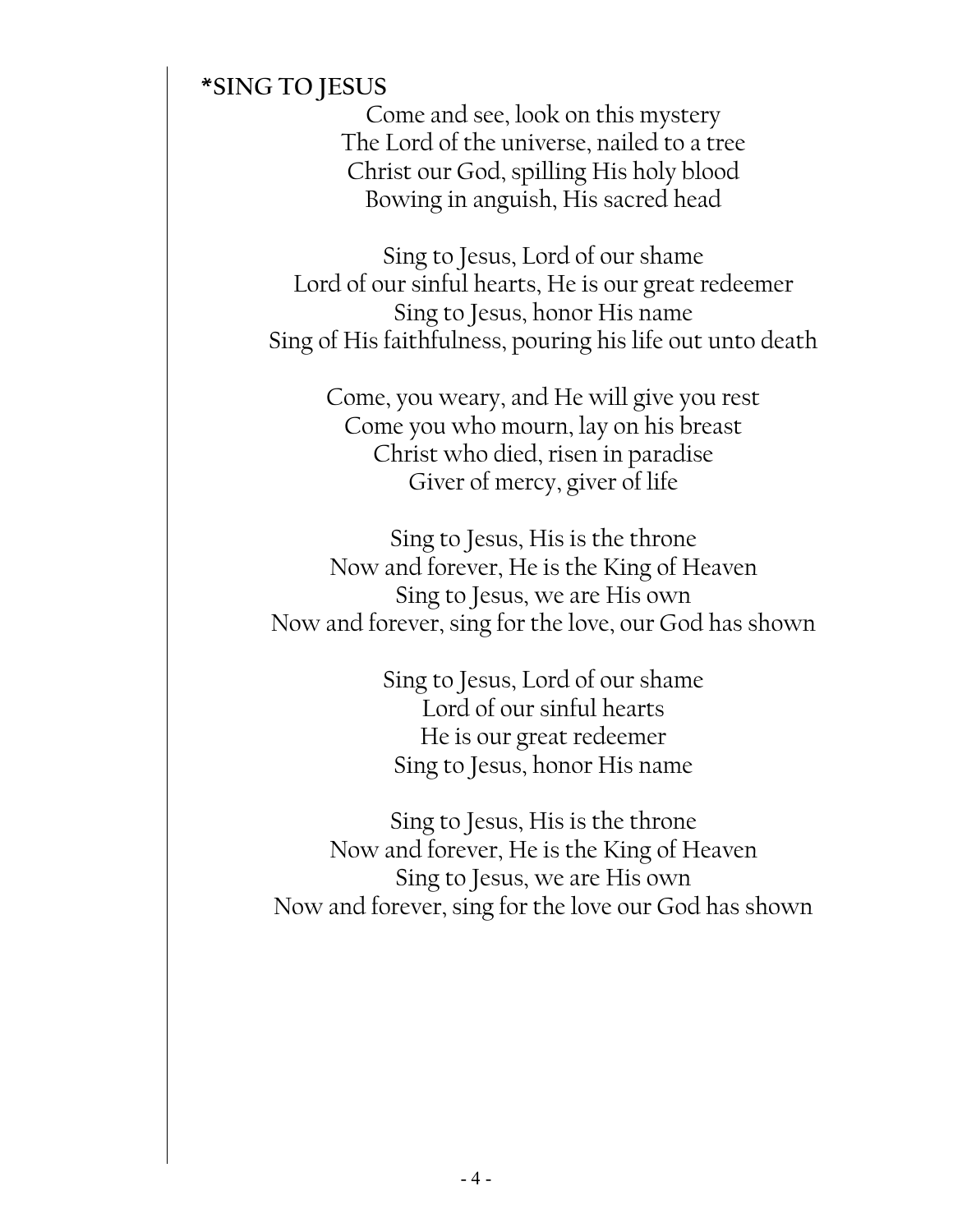**\*SING TO JESUS**

Come and see, look on this mystery
The Lord of the universe, nailed to a tree
Christ our God, spilling His holy blood
Bowing in anguish, His sacred head

Sing to Jesus, Lord of our shame
Lord of our sinful hearts, He is our great redeemer
Sing to Jesus, honor His name
Sing of His faithfulness, pouring his life out unto death

Come, you weary, and He will give you rest
Come you who mourn, lay on his breast
Christ who died, risen in paradise
Giver of mercy, giver of life

Sing to Jesus, His is the throne
Now and forever, He is the King of Heaven
Sing to Jesus, we are His own
Now and forever, sing for the love, our God has shown

Sing to Jesus, Lord of our shame
Lord of our sinful hearts
He is our great redeemer
Sing to Jesus, honor His name

Sing to Jesus, His is the throne
Now and forever, He is the King of Heaven
Sing to Jesus, we are His own
Now and forever, sing for the love our God has shown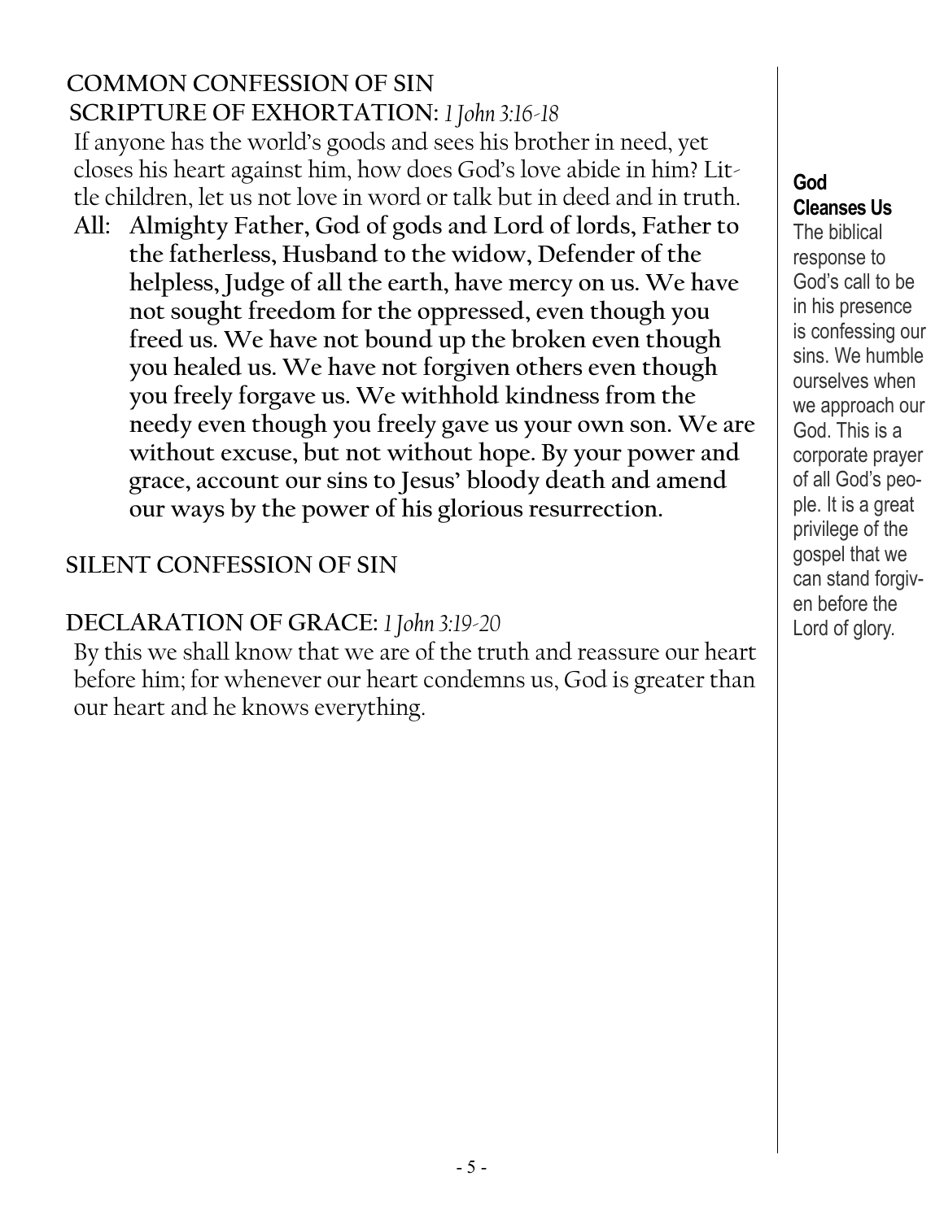## COMMON CONFESSION OF SIN

**SCRIPTURE OF EXHORTATION:** *1 John 3:16-18*

If anyone has the world's goods and sees his brother in need, yet closes his heart against him, how does God's love abide in him? Little children, let us not love in word or talk but in deed and in truth.

**All: Almighty Father, God of gods and Lord of lords, Father to the fatherless, Husband to the widow, Defender of the helpless, Judge of all the earth, have mercy on us. We have not sought freedom for the oppressed, even though you freed us. We have not bound up the broken even though you healed us. We have not forgiven others even though you freely forgave us. We withhold kindness from the needy even though you freely gave us your own son. We are without excuse, but not without hope. By your power and grace, account our sins to Jesus' bloody death and amend our ways by the power of his glorious resurrection.**

## SILENT CONFESSION OF SIN

## DECLARATION OF GRACE: *1 John 3:19-20*

By this we shall know that we are of the truth and reassure our heart before him; for whenever our heart condemns us, God is greater than our heart and he knows everything.

**God Cleanses Us**

The biblical response to God's call to be in his presence is confessing our sins. We humble ourselves when we approach our God. This is a corporate prayer of all God's people. It is a great privilege of the gospel that we can stand forgiven before the Lord of glory.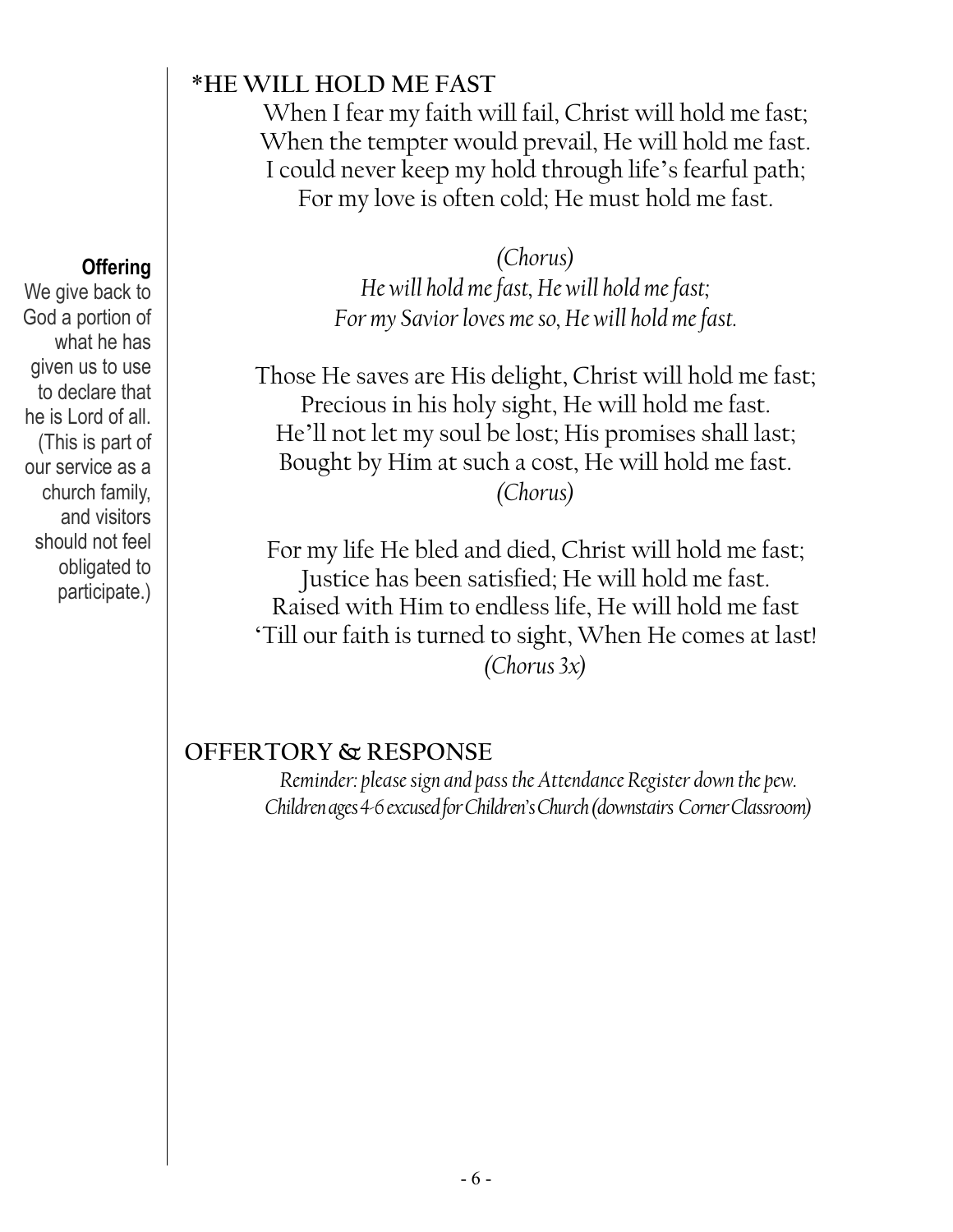**Offering**

We give back to God a portion of what he has given us to use to declare that he is Lord of all. (This is part of our service as a church family, and visitors should not feel obligated to participate.)

## *HE WILL HOLD ME FAST

When I fear my faith will fail, Christ will hold me fast;
When the tempter would prevail, He will hold me fast.
I could never keep my hold through life's fearful path;
For my love is often cold; He must hold me fast.

*(Chorus)*
*He will hold me fast, He will hold me fast;*
*For my Savior loves me so, He will hold me fast.*

Those He saves are His delight, Christ will hold me fast;
Precious in his holy sight, He will hold me fast.
He'll not let my soul be lost; His promises shall last;
Bought by Him at such a cost, He will hold me fast.
*(Chorus)*

For my life He bled and died, Christ will hold me fast;
Justice has been satisfied; He will hold me fast.
Raised with Him to endless life, He will hold me fast
'Till our faith is turned to sight, When He comes at last!
*(Chorus 3x)*

## OFFERTORY & RESPONSE

*Reminder: please sign and pass the Attendance Register down the pew.*
*Children ages 4-6 excused for Children's Church (downstairs Corner Classroom)*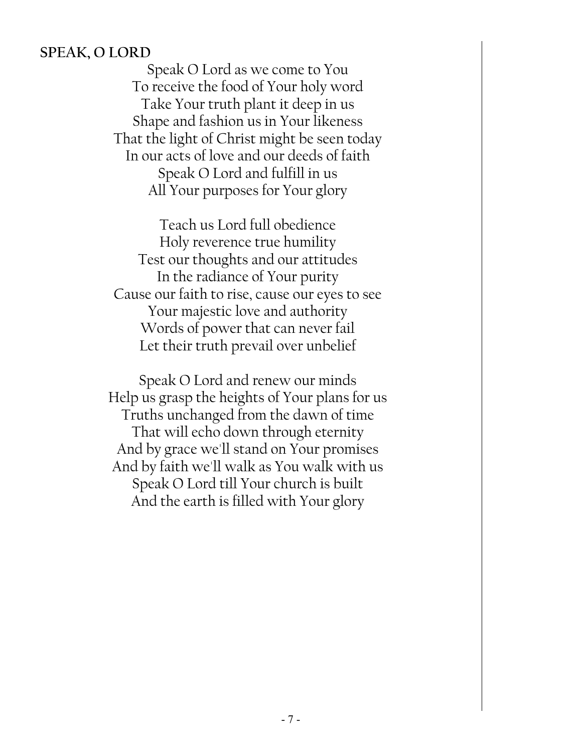**SPEAK, O LORD**

Speak O Lord as we come to You
To receive the food of Your holy word
Take Your truth plant it deep in us
Shape and fashion us in Your likeness
That the light of Christ might be seen today
In our acts of love and our deeds of faith
Speak O Lord and fulfill in us
All Your purposes for Your glory

Teach us Lord full obedience
Holy reverence true humility
Test our thoughts and our attitudes
In the radiance of Your purity
Cause our faith to rise, cause our eyes to see
Your majestic love and authority
Words of power that can never fail
Let their truth prevail over unbelief

Speak O Lord and renew our minds
Help us grasp the heights of Your plans for us
Truths unchanged from the dawn of time
That will echo down through eternity
And by grace we'll stand on Your promises
And by faith we'll walk as You walk with us
Speak O Lord till Your church is built
And the earth is filled with Your glory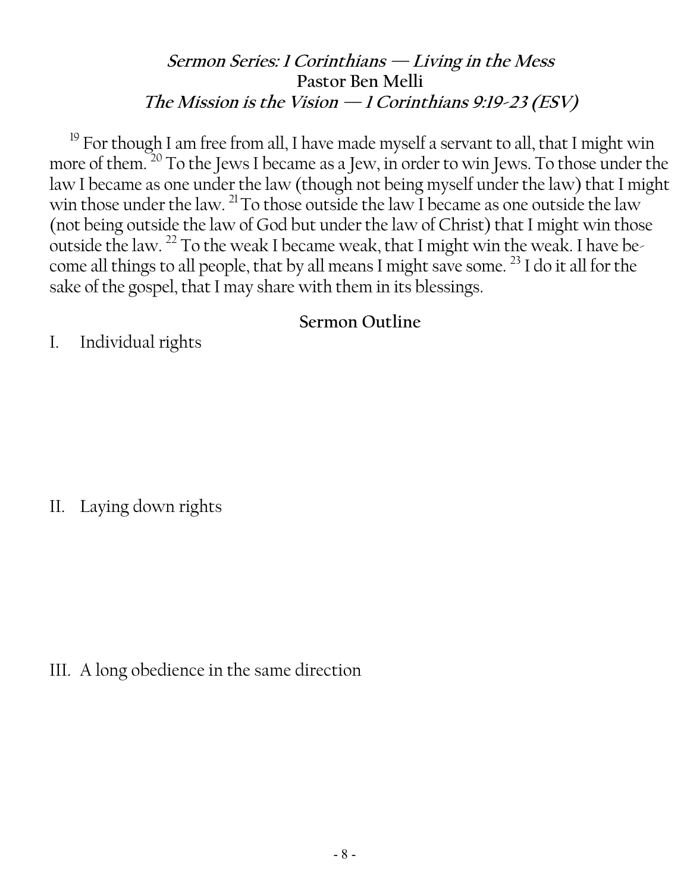## *Sermon Series: 1 Corinthians — Living in the Mess*
**Pastor Ben Melli**
***The Mission is the Vision — 1 Corinthians 9:19-23 (ESV)***

[19] For though I am free from all, I have made myself a servant to all, that I might win more of them. [20] To the Jews I became as a Jew, in order to win Jews. To those under the law I became as one under the law (though not being myself under the law) that I might win those under the law. [21] To those outside the law I became as one outside the law (not being outside the law of God but under the law of Christ) that I might win those outside the law. [22] To the weak I became weak, that I might win the weak. I have become all things to all people, that by all means I might save some. [23] I do it all for the sake of the gospel, that I may share with them in its blessings.

**Sermon Outline**

I. Individual rights

II. Laying down rights

III. A long obedience in the same direction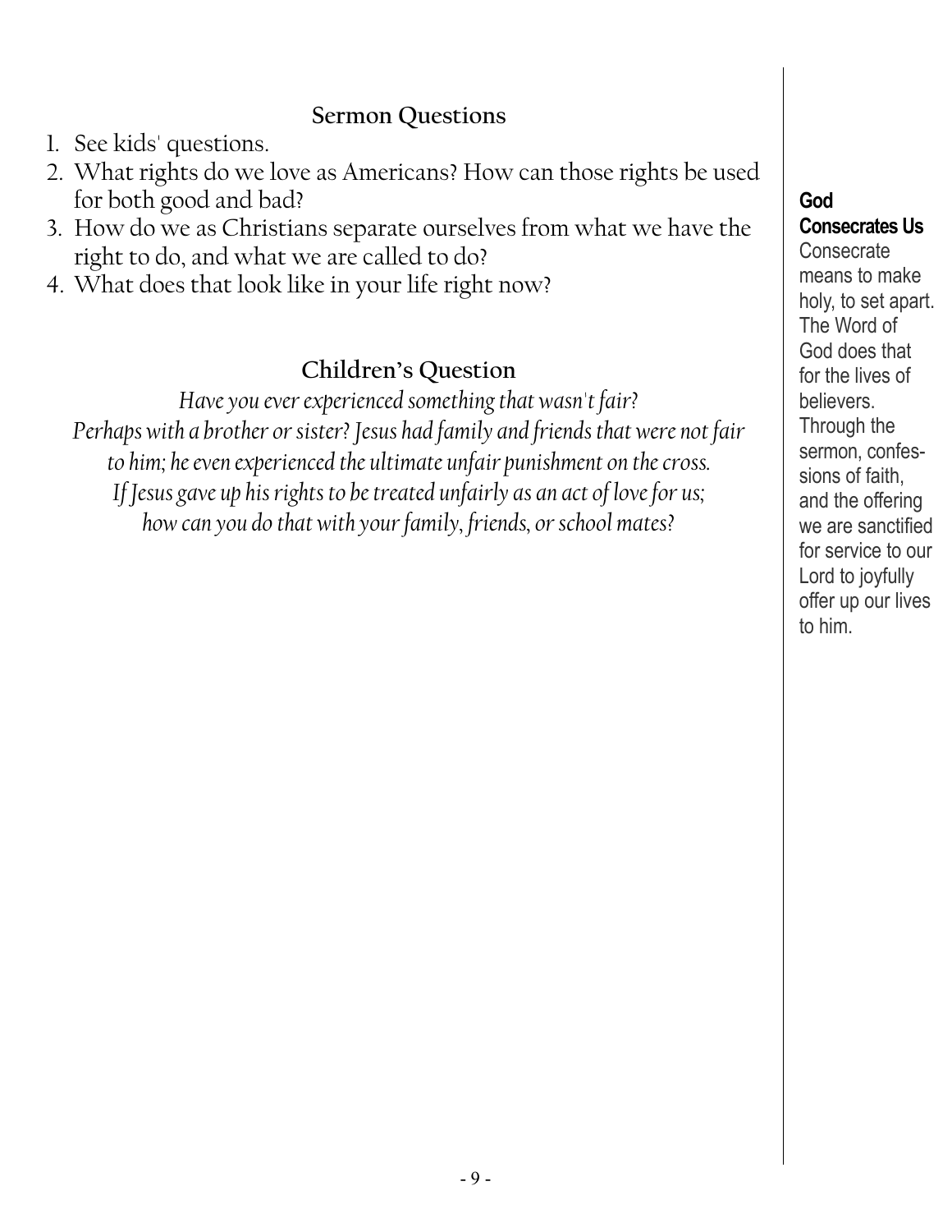## Sermon Questions

1. See kids' questions.
2. What rights do we love as Americans? How can those rights be used for both good and bad?
3. How do we as Christians separate ourselves from what we have the right to do, and what we are called to do?
4. What does that look like in your life right now?

## Children's Question

*Have you ever experienced something that wasn't fair?*
*Perhaps with a brother or sister? Jesus had family and friends that were not fair to him; he even experienced the ultimate unfair punishment on the cross.*
*If Jesus gave up his rights to be treated unfairly as an act of love for us; how can you do that with your family, friends, or school mates?*

**God Consecrates Us**

Consecrate means to make holy, to set apart. The Word of God does that for the lives of believers. Through the sermon, confessions of faith, and the offering we are sanctified for service to our Lord to joyfully offer up our lives to him.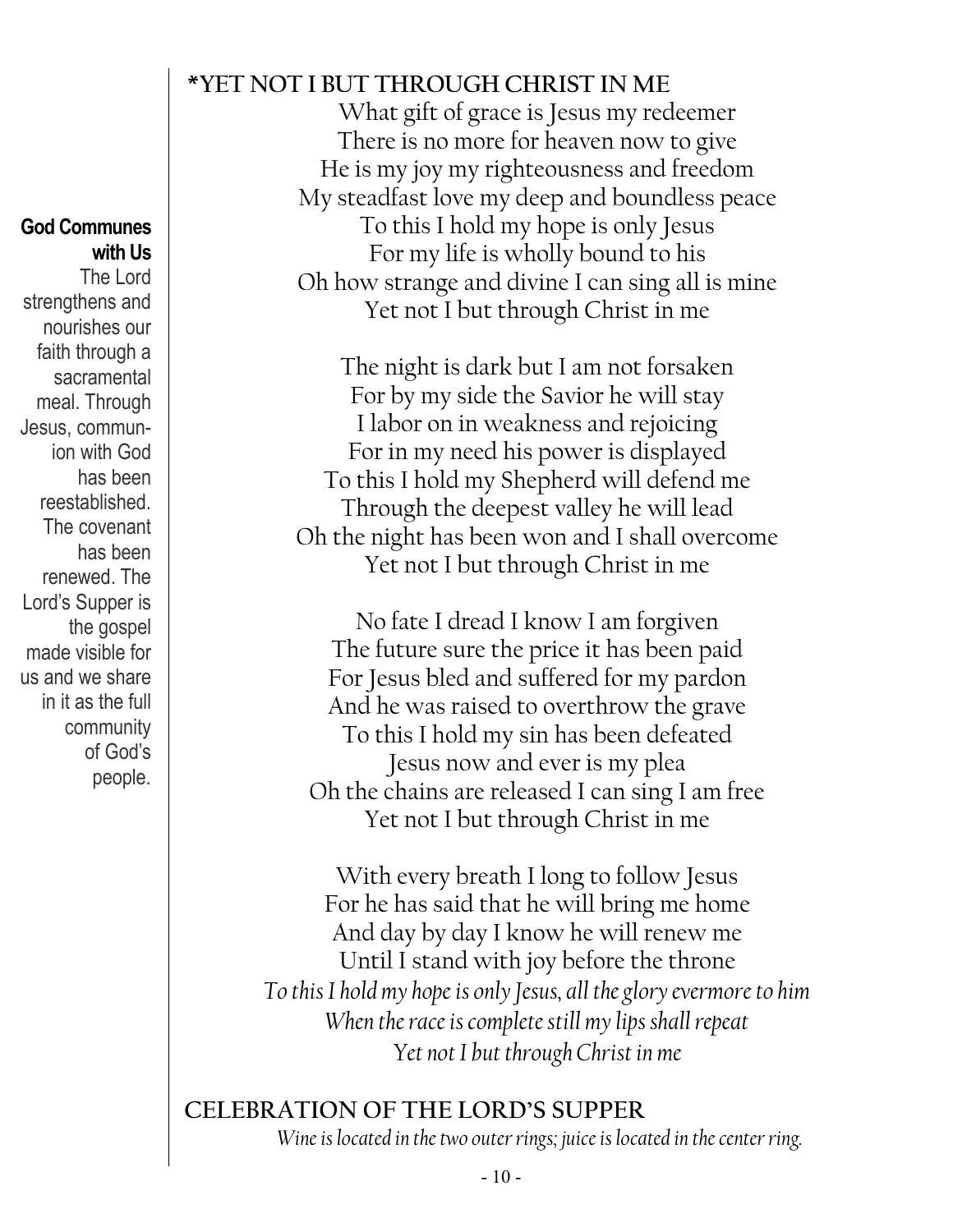**God Communes with Us**

The Lord strengthens and nourishes our faith through a sacramental meal. Through Jesus, communion with God has been reestablished. The covenant has been renewed. The Lord's Supper is the gospel made visible for us and we share in it as the full community of God's people.

## *YET NOT I BUT THROUGH CHRIST IN ME

What gift of grace is Jesus my redeemer
There is no more for heaven now to give
He is my joy my righteousness and freedom
My steadfast love my deep and boundless peace
To this I hold my hope is only Jesus
For my life is wholly bound to his
Oh how strange and divine I can sing all is mine
Yet not I but through Christ in me

The night is dark but I am not forsaken
For by my side the Savior he will stay
I labor on in weakness and rejoicing
For in my need his power is displayed
To this I hold my Shepherd will defend me
Through the deepest valley he will lead
Oh the night has been won and I shall overcome
Yet not I but through Christ in me

No fate I dread I know I am forgiven
The future sure the price it has been paid
For Jesus bled and suffered for my pardon
And he was raised to overthrow the grave
To this I hold my sin has been defeated
Jesus now and ever is my plea
Oh the chains are released I can sing I am free
Yet not I but through Christ in me

With every breath I long to follow Jesus
For he has said that he will bring me home
And day by day I know he will renew me
Until I stand with joy before the throne
*To this I hold my hope is only Jesus, all the glory evermore to him*
*When the race is complete still my lips shall repeat*
*Yet not I but through Christ in me*

## CELEBRATION OF THE LORD'S SUPPER

*Wine is located in the two outer rings; juice is located in the center ring.*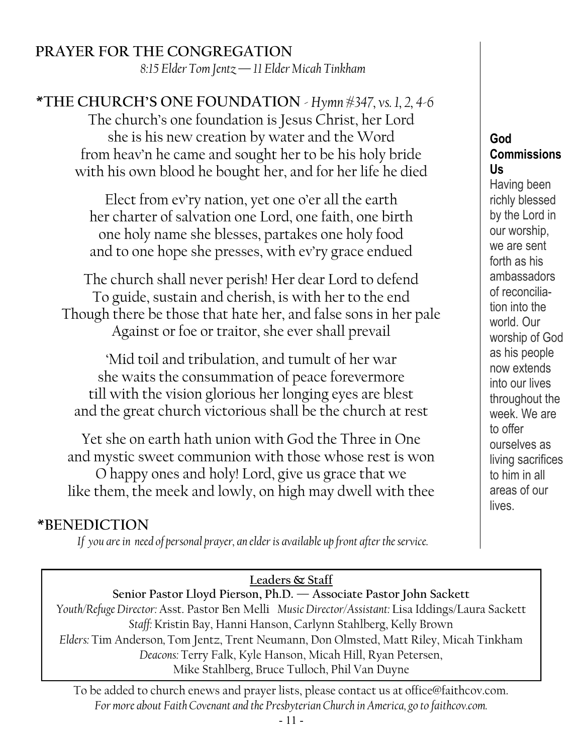## PRAYER FOR THE CONGREGATION

*8:15 Elder Tom Jentz — 11 Elder Micah Tinkham*

## *THE CHURCH'S ONE FOUNDATION - *Hymn #347, vs. 1, 2, 4-6*

The church's one foundation is Jesus Christ, her Lord
she is his new creation by water and the Word
from heav'n he came and sought her to be his holy bride
with his own blood he bought her, and for her life he died

Elect from ev'ry nation, yet one o'er all the earth
her charter of salvation one Lord, one faith, one birth
one holy name she blesses, partakes one holy food
and to one hope she presses, with ev'ry grace endued

The church shall never perish! Her dear Lord to defend
To guide, sustain and cherish, is with her to the end
Though there be those that hate her, and false sons in her pale
Against or foe or traitor, she ever shall prevail

'Mid toil and tribulation, and tumult of her war
she waits the consummation of peace forevermore
till with the vision glorious her longing eyes are blest
and the great church victorious shall be the church at rest

Yet she on earth hath union with God the Three in One
and mystic sweet communion with those whose rest is won
O happy ones and holy! Lord, give us grace that we
like them, the meek and lowly, on high may dwell with thee

## *BENEDICTION

*If you are in need of personal prayer, an elder is available up front after the service.*

**God Commissions Us**

Having been richly blessed by the Lord in our worship, we are sent forth as his ambassadors of reconciliation into the world. Our worship of God as his people now extends into our lives throughout the week. We are to offer ourselves as living sacrifices to him in all areas of our lives.

**Leaders & Staff**

**Senior Pastor Lloyd Pierson, Ph.D. — Associate Pastor John Sackett**

*Youth/Refuge Director:* Asst. Pastor Ben Melli *Music Director/Assistant:* Lisa Iddings/Laura Sackett

*Staff:* Kristin Bay, Hanni Hanson, Carlynn Stahlberg, Kelly Brown

*Elders:* Tim Anderson, Tom Jentz, Trent Neumann, Don Olmsted, Matt Riley, Micah Tinkham

*Deacons:* Terry Falk, Kyle Hanson, Micah Hill, Ryan Petersen, Mike Stahlberg, Bruce Tulloch, Phil Van Duyne

To be added to church enews and prayer lists, please contact us at office@faithcov.com.

*For more about Faith Covenant and the Presbyterian Church in America, go to faithcov.com.*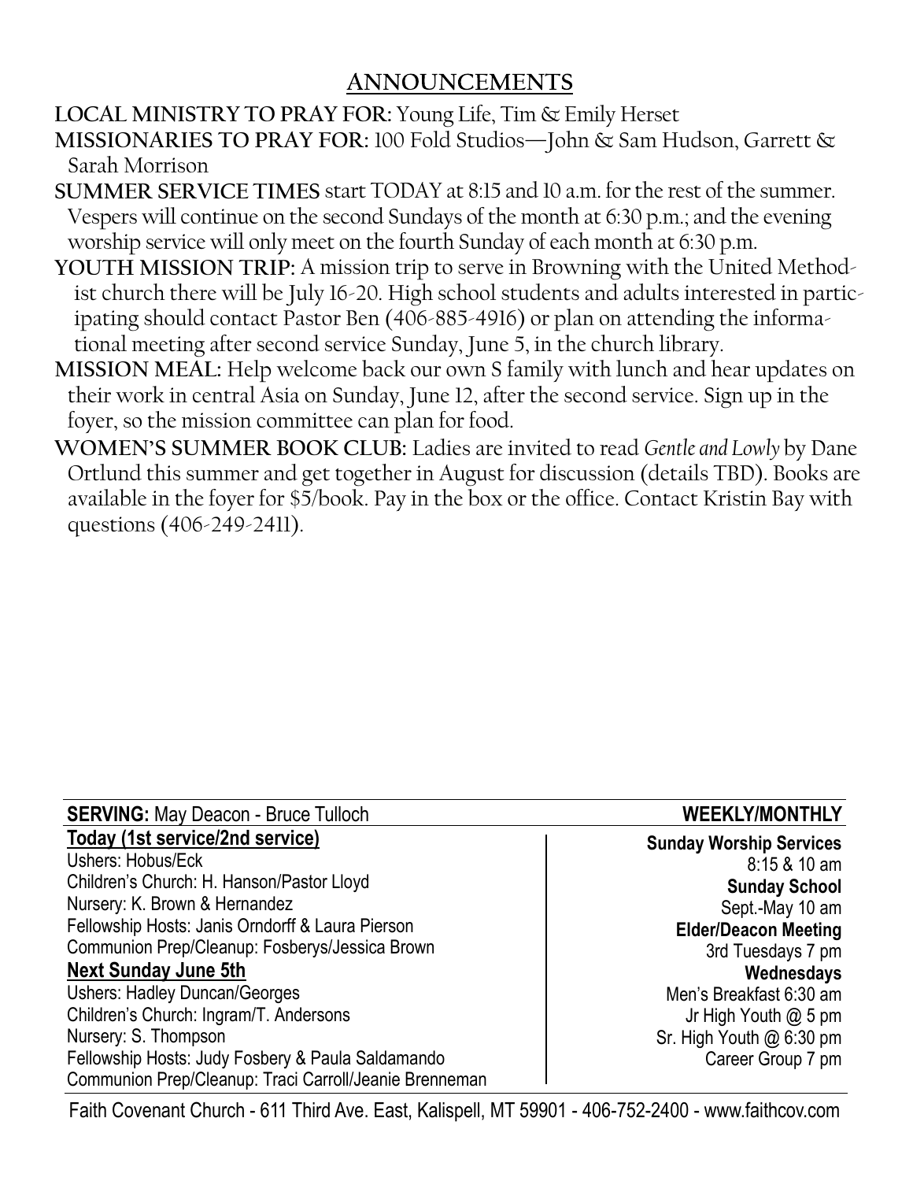## ANNOUNCEMENTS

**LOCAL MINISTRY TO PRAY FOR:** Young Life, Tim & Emily Herset

**MISSIONARIES TO PRAY FOR:** 100 Fold Studios—John & Sam Hudson, Garrett & Sarah Morrison

**SUMMER SERVICE TIMES** start TODAY at 8:15 and 10 a.m. for the rest of the summer. Vespers will continue on the second Sundays of the month at 6:30 p.m.; and the evening worship service will only meet on the fourth Sunday of each month at 6:30 p.m.

**YOUTH MISSION TRIP:** A mission trip to serve in Browning with the United Methodist church there will be July 16-20. High school students and adults interested in participating should contact Pastor Ben (406-885-4916) or plan on attending the informational meeting after second service Sunday, June 5, in the church library.

**MISSION MEAL:** Help welcome back our own S family with lunch and hear updates on their work in central Asia on Sunday, June 12, after the second service. Sign up in the foyer, so the mission committee can plan for food.

**WOMEN'S SUMMER BOOK CLUB:** Ladies are invited to read *Gentle and Lowly* by Dane Ortlund this summer and get together in August for discussion (details TBD). Books are available in the foyer for $5/book. Pay in the box or the office. Contact Kristin Bay with questions (406-249-2411).

**SERVING:** May Deacon - Bruce Tulloch

**Today (1st service/2nd service)**

Ushers: Hobus/Eck
Children's Church: H. Hanson/Pastor Lloyd
Nursery: K. Brown & Hernandez
Fellowship Hosts: Janis Orndorff & Laura Pierson
Communion Prep/Cleanup: Fosberys/Jessica Brown

**Next Sunday June 5th**

Ushers: Hadley Duncan/Georges
Children's Church: Ingram/T. Andersons
Nursery: S. Thompson
Fellowship Hosts: Judy Fosbery & Paula Saldamando
Communion Prep/Cleanup: Traci Carroll/Jeanie Brenneman

**WEEKLY/MONTHLY**

**Sunday Worship Services**
8:15 & 10 am

**Sunday School**
Sept.-May 10 am

**Elder/Deacon Meeting**
3rd Tuesdays 7 pm

**Wednesdays**
Men's Breakfast 6:30 am
Jr High Youth @ 5 pm
Sr. High Youth @ 6:30 pm
Career Group 7 pm

Faith Covenant Church - 611 Third Ave. East, Kalispell, MT 59901 - 406-752-2400 - www.faithcov.com